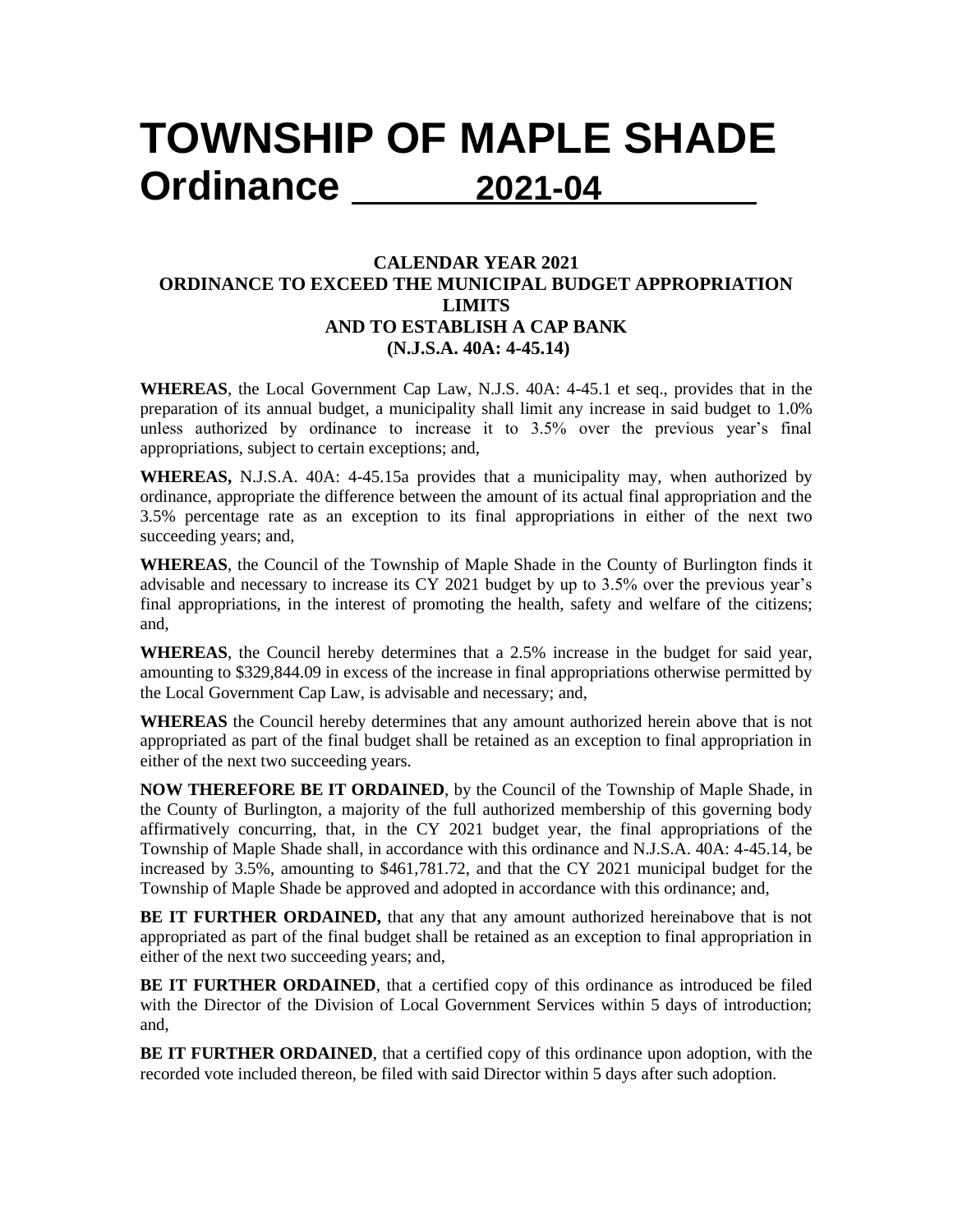# TOWNSHIP OF MAPLE SHADE
# Ordinance 2021-04

### CALENDAR YEAR 2021
### ORDINANCE TO EXCEED THE MUNICIPAL BUDGET APPROPRIATION LIMITS
### AND TO ESTABLISH A CAP BANK
### (N.J.S.A. 40A: 4-45.14)

**WHEREAS**, the Local Government Cap Law, N.J.S. 40A: 4-45.1 et seq., provides that in the preparation of its annual budget, a municipality shall limit any increase in said budget to 1.0% unless authorized by ordinance to increase it to 3.5% over the previous year's final appropriations, subject to certain exceptions; and,

**WHEREAS,** N.J.S.A. 40A: 4-45.15a provides that a municipality may, when authorized by ordinance, appropriate the difference between the amount of its actual final appropriation and the 3.5% percentage rate as an exception to its final appropriations in either of the next two succeeding years; and,

**WHEREAS**, the Council of the Township of Maple Shade in the County of Burlington finds it advisable and necessary to increase its CY 2021 budget by up to 3.5% over the previous year's final appropriations, in the interest of promoting the health, safety and welfare of the citizens; and,

**WHEREAS**, the Council hereby determines that a 2.5% increase in the budget for said year, amounting to $329,844.09 in excess of the increase in final appropriations otherwise permitted by the Local Government Cap Law, is advisable and necessary; and,

**WHEREAS** the Council hereby determines that any amount authorized herein above that is not appropriated as part of the final budget shall be retained as an exception to final appropriation in either of the next two succeeding years.

**NOW THEREFORE BE IT ORDAINED**, by the Council of the Township of Maple Shade, in the County of Burlington, a majority of the full authorized membership of this governing body affirmatively concurring, that, in the CY 2021 budget year, the final appropriations of the Township of Maple Shade shall, in accordance with this ordinance and N.J.S.A. 40A: 4-45.14, be increased by 3.5%, amounting to $461,781.72, and that the CY 2021 municipal budget for the Township of Maple Shade be approved and adopted in accordance with this ordinance; and,

**BE IT FURTHER ORDAINED,** that any that any amount authorized hereinabove that is not appropriated as part of the final budget shall be retained as an exception to final appropriation in either of the next two succeeding years; and,

**BE IT FURTHER ORDAINED**, that a certified copy of this ordinance as introduced be filed with the Director of the Division of Local Government Services within 5 days of introduction; and,

**BE IT FURTHER ORDAINED**, that a certified copy of this ordinance upon adoption, with the recorded vote included thereon, be filed with said Director within 5 days after such adoption.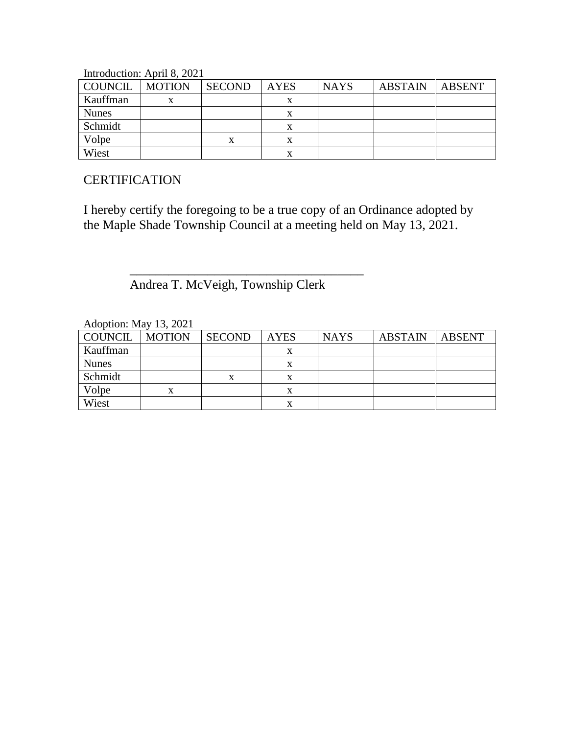Introduction: April 8, 2021

| COUNCIL | MOTION | SECOND | AYES | NAYS | ABSTAIN | ABSENT |
|---|---|---|---|---|---|---|
| Kauffman | x | | x | | | |
| Nunes | | | x | | | |
| Schmidt | | | x | | | |
| Volpe | | x | x | | | |
| Wiest | | | x | | | |

CERTIFICATION

I hereby certify the foregoing to be a true copy of an Ordinance adopted by the Maple Shade Township Council at a meeting held on May 13, 2021.

\_\_\_\_\_\_\_\_\_\_\_\_\_\_\_\_\_\_\_\_\_\_\_\_\_\_\_\_\_\_\_\_\_\_\_\_\_

Andrea T. McVeigh, Township Clerk

Adoption: May 13, 2021

| COUNCIL | MOTION | SECOND | AYES | NAYS | ABSTAIN | ABSENT |
|---|---|---|---|---|---|---|
| Kauffman | | | x | | | |
| Nunes | | | x | | | |
| Schmidt | | x | x | | | |
| Volpe | x | | x | | | |
| Wiest | | | x | | | |